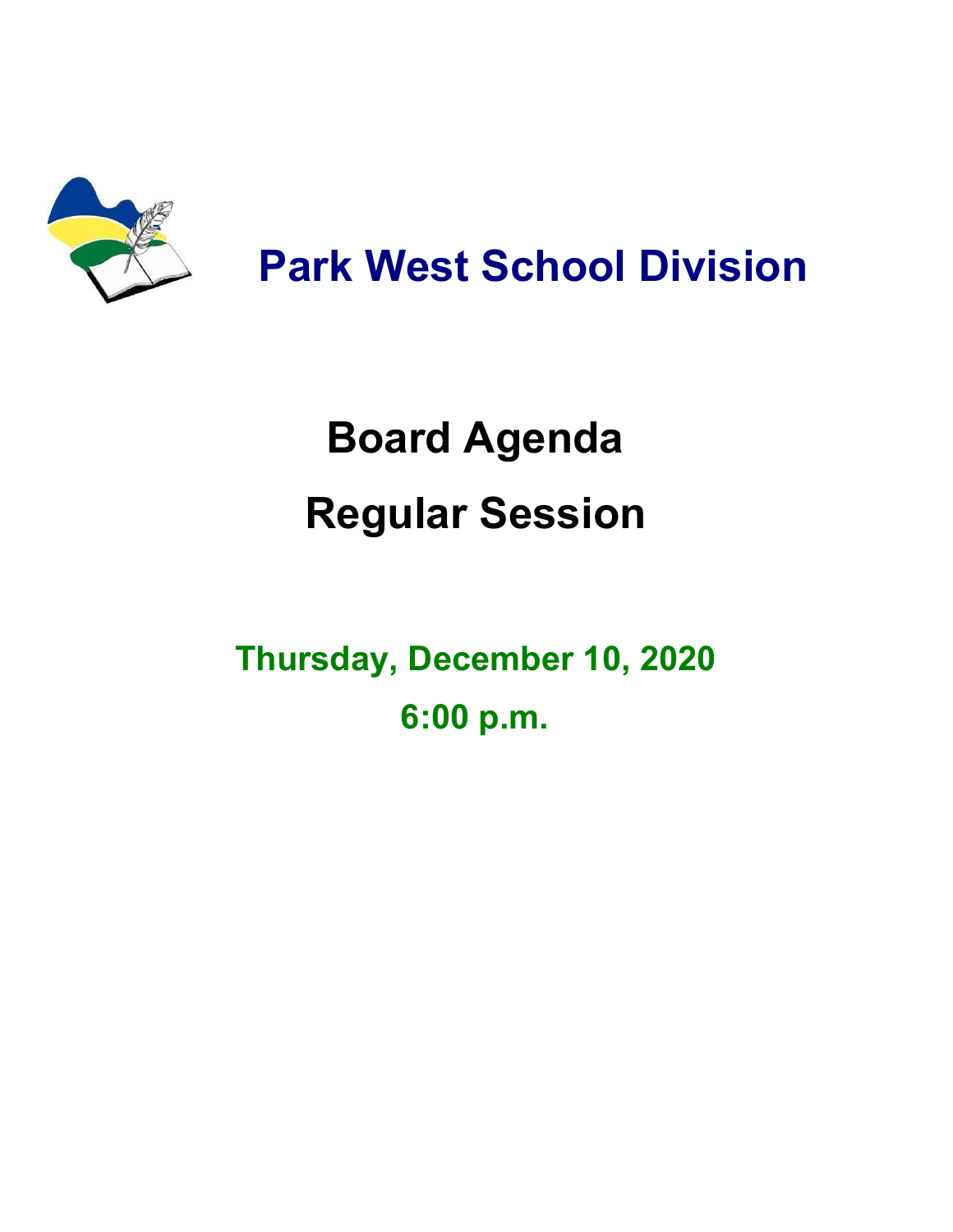# Park West School Division

## Board Agenda

## Regular Session

**Thursday, December 10, 2020**

**6:00 p.m.**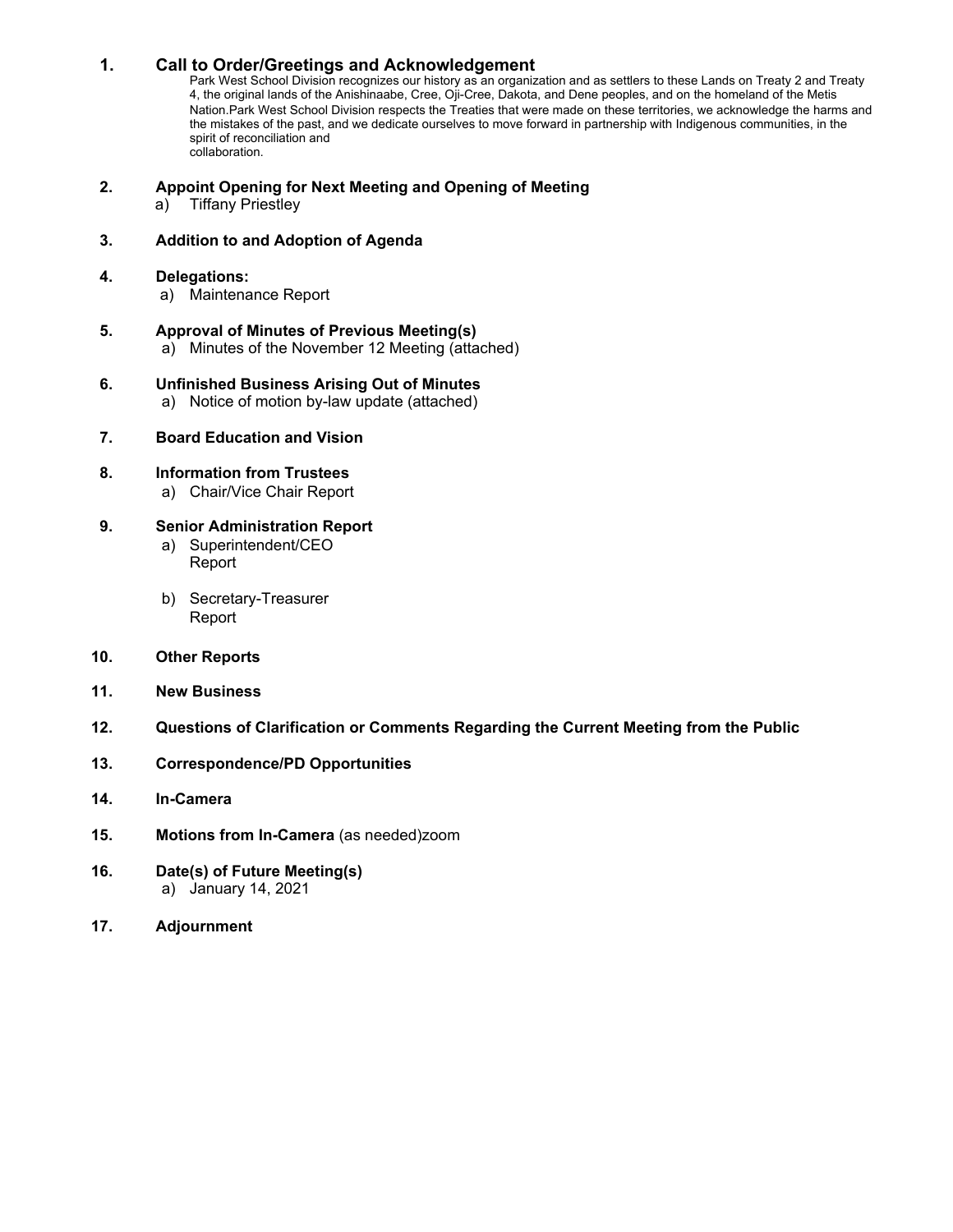1. **Call to Order/Greetings and Acknowledgement**

   Park West School Division recognizes our history as an organization and as settlers to these Lands on Treaty 2 and Treaty 4, the original lands of the Anishinaabe, Cree, Oji-Cree, Dakota, and Dene peoples, and on the homeland of the Metis Nation.Park West School Division respects the Treaties that were made on these territories, we acknowledge the harms and the mistakes of the past, and we dedicate ourselves to move forward in partnership with Indigenous communities, in the spirit of reconciliation and collaboration.

2. **Appoint Opening for Next Meeting and Opening of Meeting**
   a) Tiffany Priestley

3. **Addition to and Adoption of Agenda**

4. **Delegations:**
   a) Maintenance Report

5. **Approval of Minutes of Previous Meeting(s)**
   a) Minutes of the November 12 Meeting (attached)

6. **Unfinished Business Arising Out of Minutes**
   a) Notice of motion by-law update (attached)

7. **Board Education and Vision**

8. **Information from Trustees**
   a) Chair/Vice Chair Report

9. **Senior Administration Report**
   a) Superintendent/CEO Report

   b) Secretary-Treasurer Report

10. **Other Reports**

11. **New Business**

12. **Questions of Clarification or Comments Regarding the Current Meeting from the Public**

13. **Correspondence/PD Opportunities**

14. **In-Camera**

15. **Motions from In-Camera** (as needed)zoom

16. **Date(s) of Future Meeting(s)**
    a) January 14, 2021

17. **Adjournment**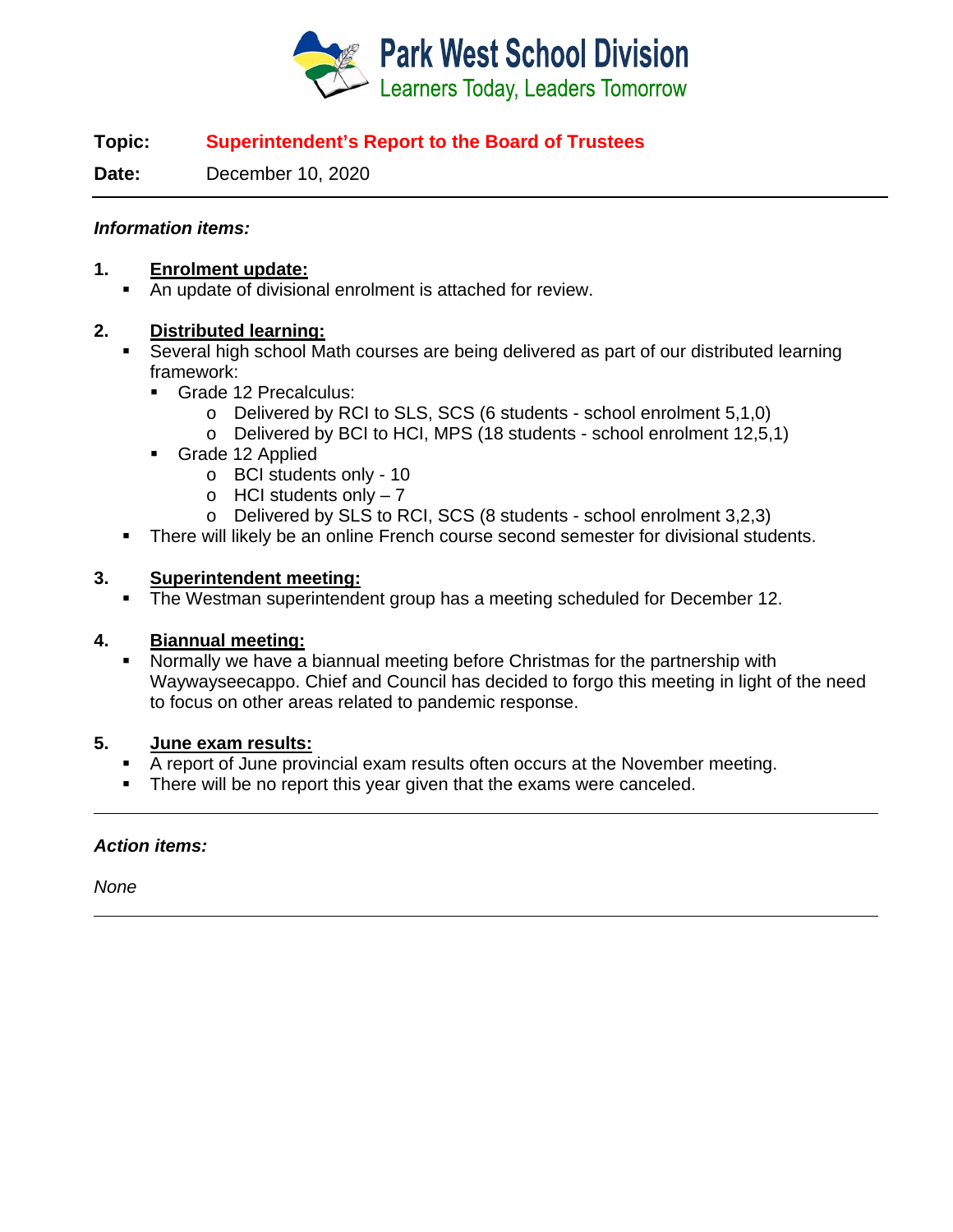# Park West School Division

Learners Today, Leaders Tomorrow

**Topic:** **Superintendent's Report to the Board of Trustees**

**Date:** December 10, 2020

---

***Information items:***

**1. Enrolment update:**

- An update of divisional enrolment is attached for review.

**2. Distributed learning:**

- Several high school Math courses are being delivered as part of our distributed learning framework:
  - Grade 12 Precalculus:
    - Delivered by RCI to SLS, SCS (6 students - school enrolment 5,1,0)
    - Delivered by BCI to HCI, MPS (18 students - school enrolment 12,5,1)
  - Grade 12 Applied
    - BCI students only - 10
    - HCI students only – 7
    - Delivered by SLS to RCI, SCS (8 students - school enrolment 3,2,3)
- There will likely be an online French course second semester for divisional students.

**3. Superintendent meeting:**

- The Westman superintendent group has a meeting scheduled for December 12.

**4. Biannual meeting:**

- Normally we have a biannual meeting before Christmas for the partnership with Waywayseecappo. Chief and Council has decided to forgo this meeting in light of the need to focus on other areas related to pandemic response.

**5. June exam results:**

- A report of June provincial exam results often occurs at the November meeting.
- There will be no report this year given that the exams were canceled.

---

***Action items:***

*None*

---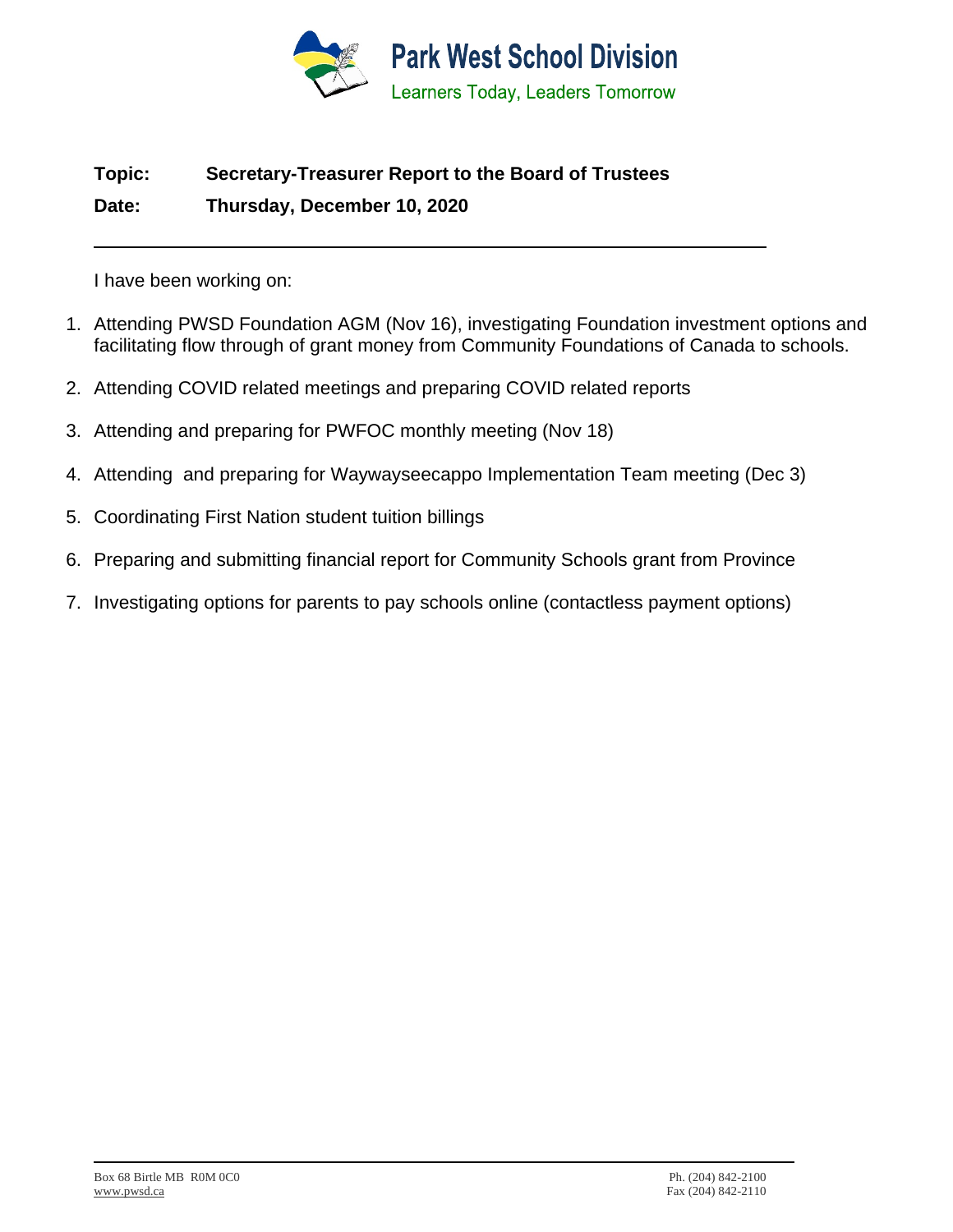**Park West School Division**

Learners Today, Leaders Tomorrow

**Topic:** **Secretary-Treasurer Report to the Board of Trustees**

**Date:** **Thursday, December 10, 2020**

---

I have been working on:

1. Attending PWSD Foundation AGM (Nov 16), investigating Foundation investment options and facilitating flow through of grant money from Community Foundations of Canada to schools.
2. Attending COVID related meetings and preparing COVID related reports
3. Attending and preparing for PWFOC monthly meeting (Nov 18)
4. Attending and preparing for Waywayseecappo Implementation Team meeting (Dec 3)
5. Coordinating First Nation student tuition billings
6. Preparing and submitting financial report for Community Schools grant from Province
7. Investigating options for parents to pay schools online (contactless payment options)

---

Box 68 Birtle MB R0M 0C0
www.pwsd.ca

Ph. (204) 842-2100
Fax (204) 842-2110